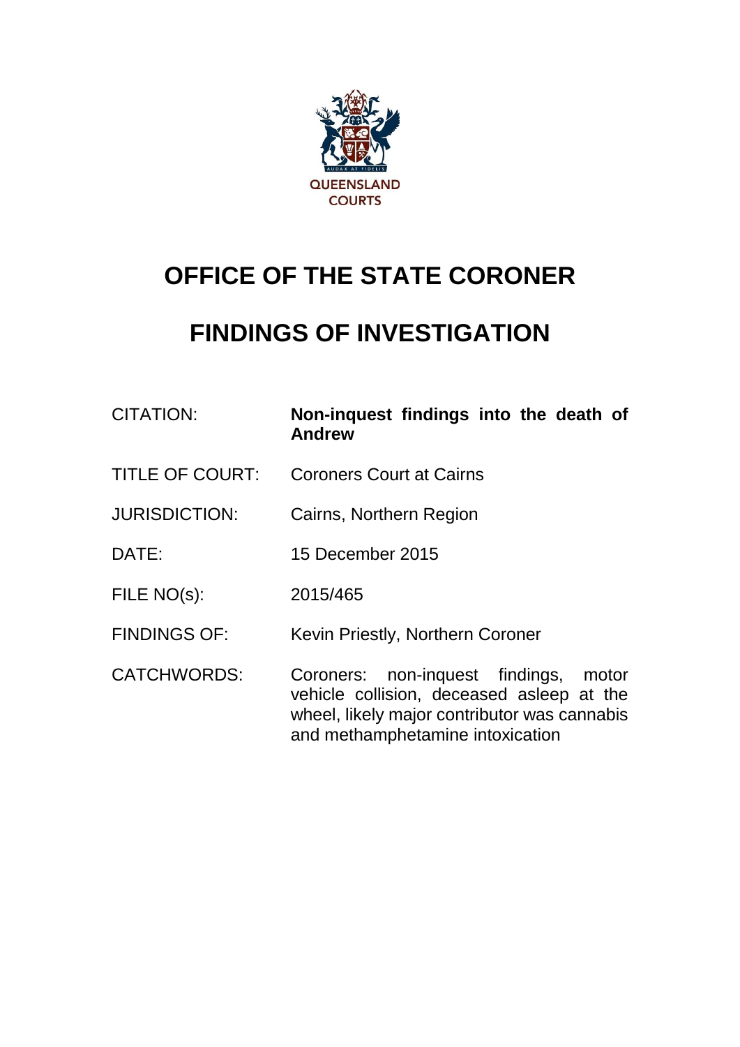QUEENSLAND COURTS

# OFFICE OF THE STATE CORONER

# FINDINGS OF INVESTIGATION

| | |
|---|---|
| CITATION: | **Non-inquest findings into the death of Andrew** |
| TITLE OF COURT: | Coroners Court at Cairns |
| JURISDICTION: | Cairns, Northern Region |
| DATE: | 15 December 2015 |
| FILE NO(s): | 2015/465 |
| FINDINGS OF: | Kevin Priestly, Northern Coroner |
| CATCHWORDS: | Coroners: non-inquest findings, motor vehicle collision, deceased asleep at the wheel, likely major contributor was cannabis and methamphetamine intoxication |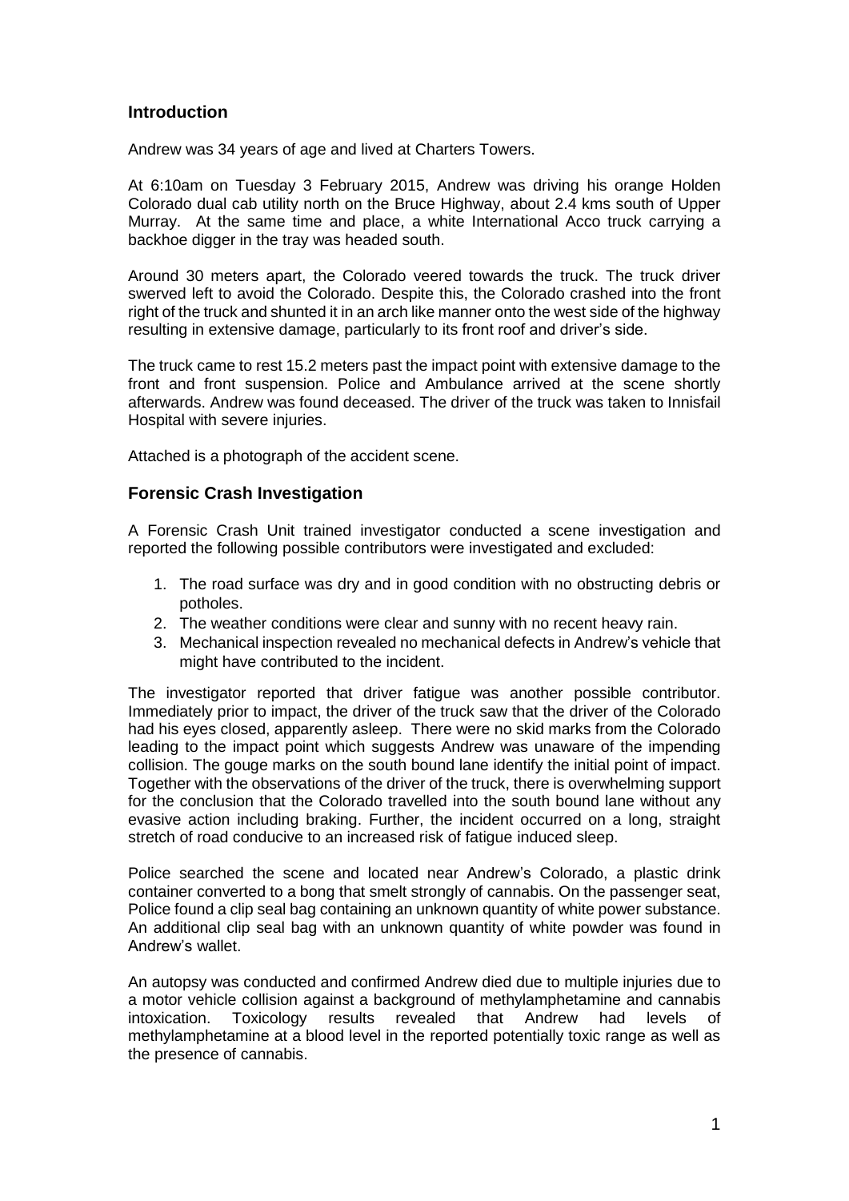## Introduction

Andrew was 34 years of age and lived at Charters Towers.

At 6:10am on Tuesday 3 February 2015, Andrew was driving his orange Holden Colorado dual cab utility north on the Bruce Highway, about 2.4 kms south of Upper Murray. At the same time and place, a white International Acco truck carrying a backhoe digger in the tray was headed south.

Around 30 meters apart, the Colorado veered towards the truck. The truck driver swerved left to avoid the Colorado. Despite this, the Colorado crashed into the front right of the truck and shunted it in an arch like manner onto the west side of the highway resulting in extensive damage, particularly to its front roof and driver's side.

The truck came to rest 15.2 meters past the impact point with extensive damage to the front and front suspension. Police and Ambulance arrived at the scene shortly afterwards. Andrew was found deceased. The driver of the truck was taken to Innisfail Hospital with severe injuries.

Attached is a photograph of the accident scene.

## Forensic Crash Investigation

A Forensic Crash Unit trained investigator conducted a scene investigation and reported the following possible contributors were investigated and excluded:

1. The road surface was dry and in good condition with no obstructing debris or potholes.
2. The weather conditions were clear and sunny with no recent heavy rain.
3. Mechanical inspection revealed no mechanical defects in Andrew's vehicle that might have contributed to the incident.

The investigator reported that driver fatigue was another possible contributor. Immediately prior to impact, the driver of the truck saw that the driver of the Colorado had his eyes closed, apparently asleep. There were no skid marks from the Colorado leading to the impact point which suggests Andrew was unaware of the impending collision. The gouge marks on the south bound lane identify the initial point of impact. Together with the observations of the driver of the truck, there is overwhelming support for the conclusion that the Colorado travelled into the south bound lane without any evasive action including braking. Further, the incident occurred on a long, straight stretch of road conducive to an increased risk of fatigue induced sleep.

Police searched the scene and located near Andrew's Colorado, a plastic drink container converted to a bong that smelt strongly of cannabis. On the passenger seat, Police found a clip seal bag containing an unknown quantity of white power substance. An additional clip seal bag with an unknown quantity of white powder was found in Andrew's wallet.

An autopsy was conducted and confirmed Andrew died due to multiple injuries due to a motor vehicle collision against a background of methylamphetamine and cannabis intoxication. Toxicology results revealed that Andrew had levels of methylamphetamine at a blood level in the reported potentially toxic range as well as the presence of cannabis.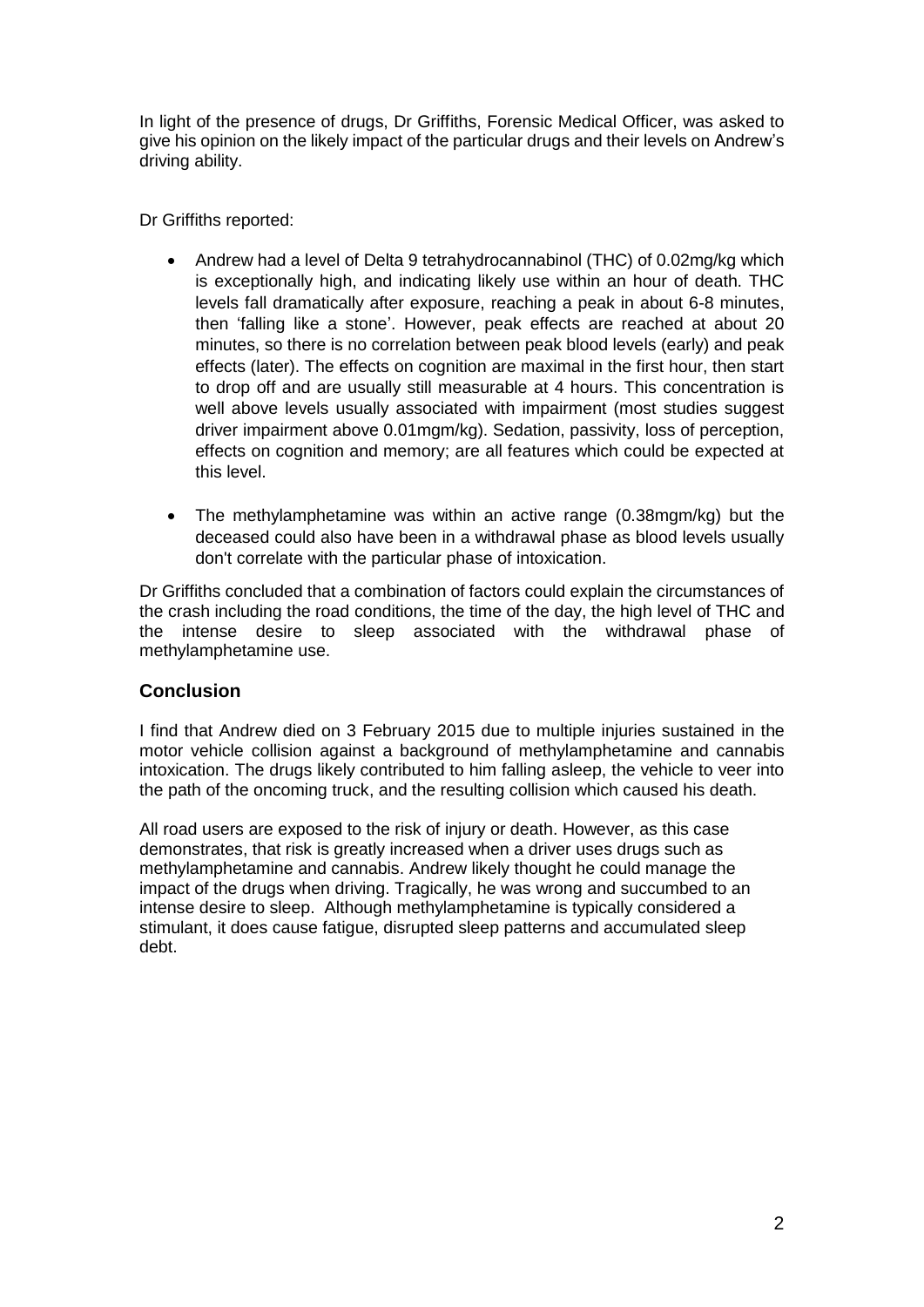In light of the presence of drugs, Dr Griffiths, Forensic Medical Officer, was asked to give his opinion on the likely impact of the particular drugs and their levels on Andrew's driving ability.

Dr Griffiths reported:

- Andrew had a level of Delta 9 tetrahydrocannabinol (THC) of 0.02mg/kg which is exceptionally high, and indicating likely use within an hour of death. THC levels fall dramatically after exposure, reaching a peak in about 6-8 minutes, then 'falling like a stone'. However, peak effects are reached at about 20 minutes, so there is no correlation between peak blood levels (early) and peak effects (later). The effects on cognition are maximal in the first hour, then start to drop off and are usually still measurable at 4 hours. This concentration is well above levels usually associated with impairment (most studies suggest driver impairment above 0.01mgm/kg). Sedation, passivity, loss of perception, effects on cognition and memory; are all features which could be expected at this level.

- The methylamphetamine was within an active range (0.38mgm/kg) but the deceased could also have been in a withdrawal phase as blood levels usually don't correlate with the particular phase of intoxication.

Dr Griffiths concluded that a combination of factors could explain the circumstances of the crash including the road conditions, the time of the day, the high level of THC and the intense desire to sleep associated with the withdrawal phase of methylamphetamine use.

## Conclusion

I find that Andrew died on 3 February 2015 due to multiple injuries sustained in the motor vehicle collision against a background of methylamphetamine and cannabis intoxication. The drugs likely contributed to him falling asleep, the vehicle to veer into the path of the oncoming truck, and the resulting collision which caused his death.

All road users are exposed to the risk of injury or death. However, as this case demonstrates, that risk is greatly increased when a driver uses drugs such as methylamphetamine and cannabis. Andrew likely thought he could manage the impact of the drugs when driving. Tragically, he was wrong and succumbed to an intense desire to sleep. Although methylamphetamine is typically considered a stimulant, it does cause fatigue, disrupted sleep patterns and accumulated sleep debt.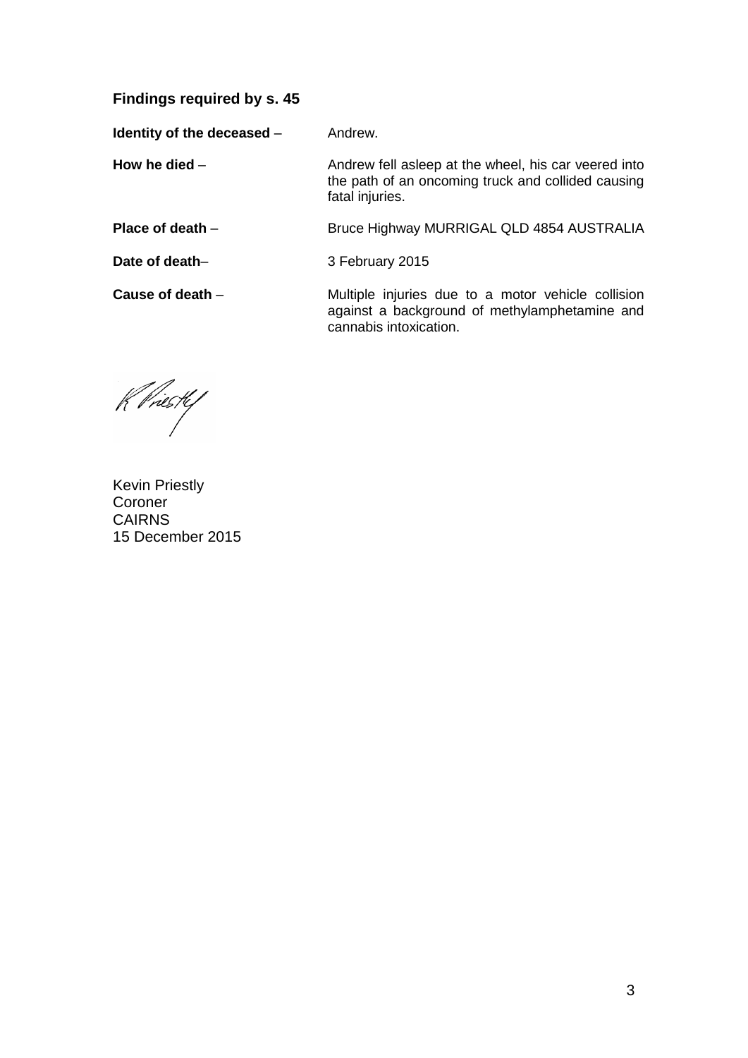## Findings required by s. 45

**Identity of the deceased** – Andrew.

**How he died** – Andrew fell asleep at the wheel, his car veered into the path of an oncoming truck and collided causing fatal injuries.

**Place of death** – Bruce Highway MURRIGAL QLD 4854 AUSTRALIA

**Date of death**– 3 February 2015

**Cause of death** – Multiple injuries due to a motor vehicle collision against a background of methylamphetamine and cannabis intoxication.

Kevin Priestly
Coroner
CAIRNS
15 December 2015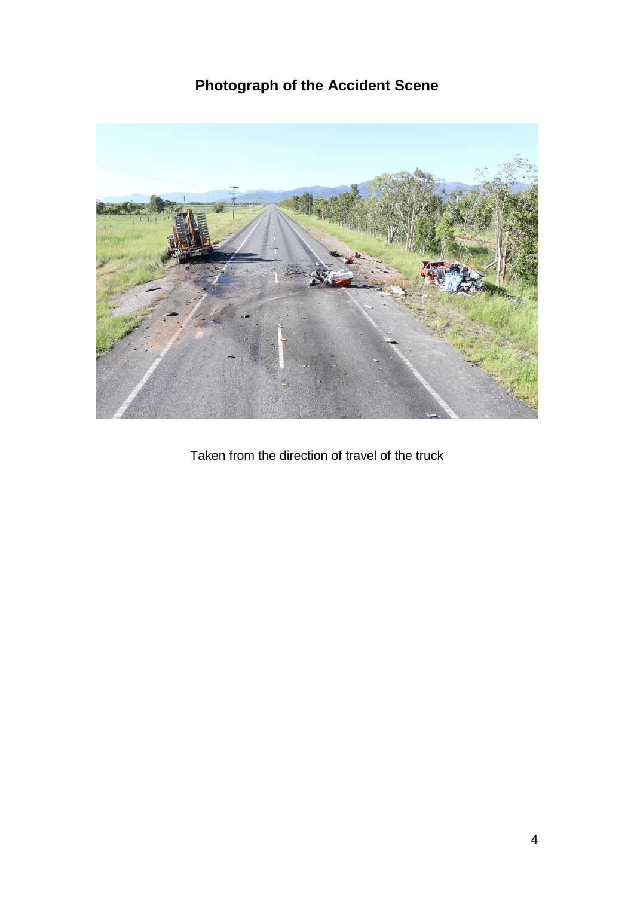# Photograph of the Accident Scene

Taken from the direction of travel of the truck